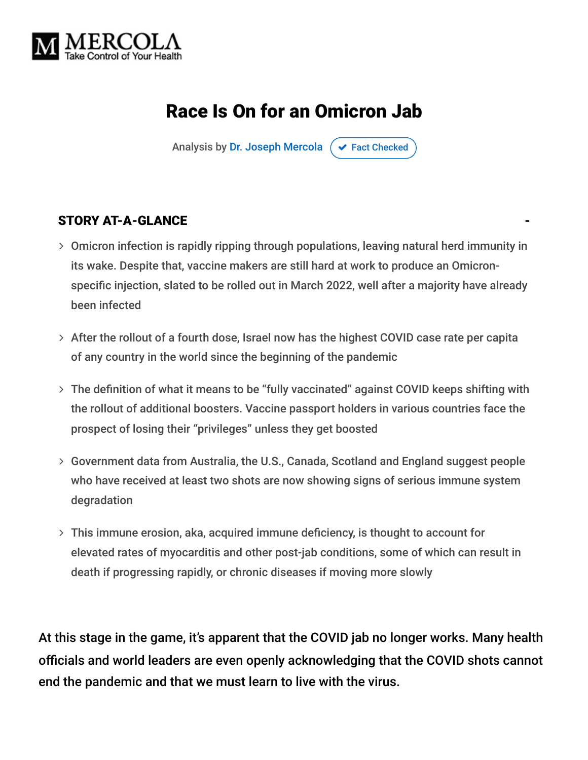MERCOLA
Take Control of Your Health

# Race Is On for an Omicron Jab

Analysis by Dr. Joseph Mercola ✔ Fact Checked

## STORY AT-A-GLANCE

- Omicron infection is rapidly ripping through populations, leaving natural herd immunity in its wake. Despite that, vaccine makers are still hard at work to produce an Omicron-specific injection, slated to be rolled out in March 2022, well after a majority have already been infected
- After the rollout of a fourth dose, Israel now has the highest COVID case rate per capita of any country in the world since the beginning of the pandemic
- The definition of what it means to be "fully vaccinated" against COVID keeps shifting with the rollout of additional boosters. Vaccine passport holders in various countries face the prospect of losing their "privileges" unless they get boosted
- Government data from Australia, the U.S., Canada, Scotland and England suggest people who have received at least two shots are now showing signs of serious immune system degradation
- This immune erosion, aka, acquired immune deficiency, is thought to account for elevated rates of myocarditis and other post-jab conditions, some of which can result in death if progressing rapidly, or chronic diseases if moving more slowly

At this stage in the game, it's apparent that the COVID jab no longer works. Many health officials and world leaders are even openly acknowledging that the COVID shots cannot end the pandemic and that we must learn to live with the virus.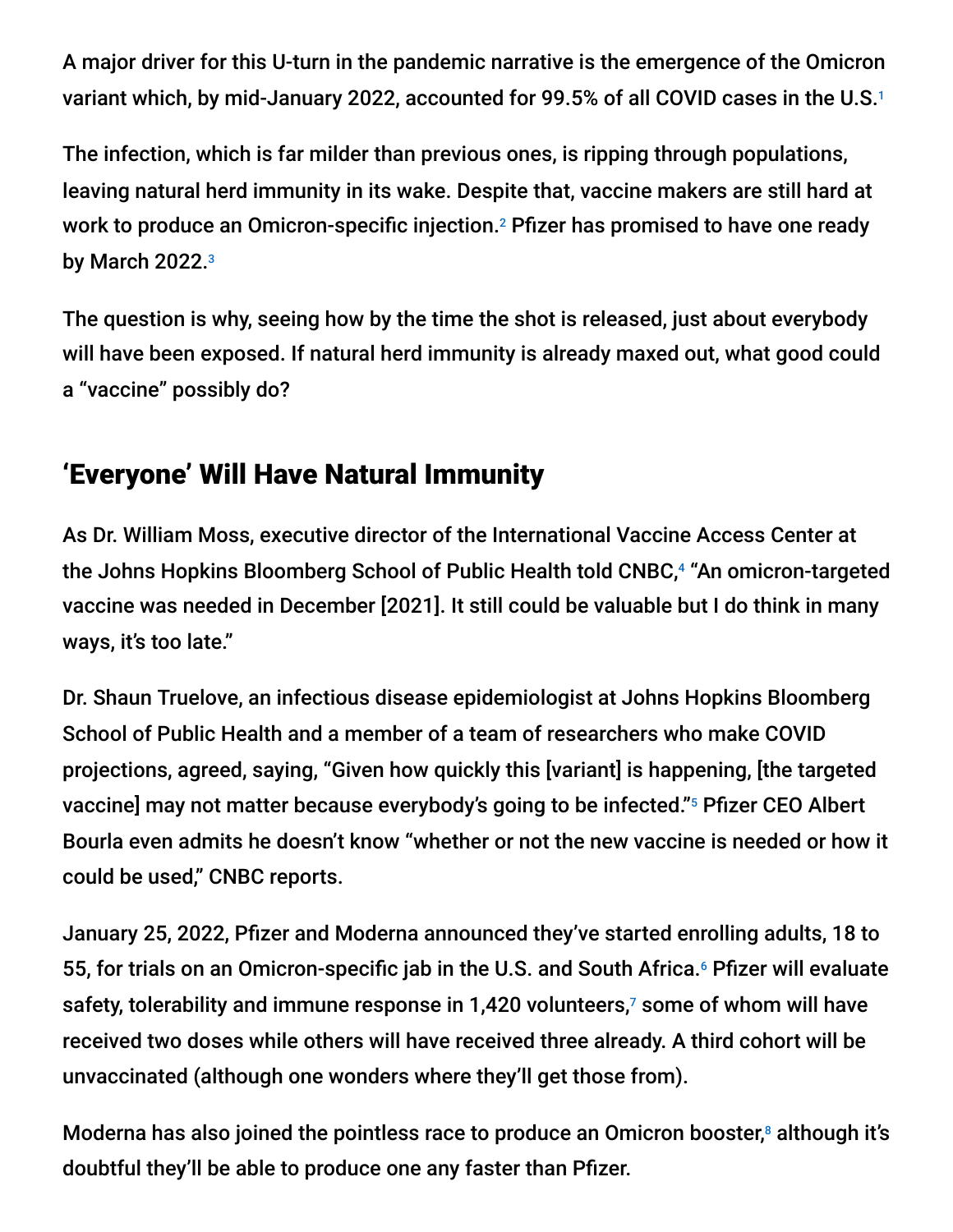A major driver for this U-turn in the pandemic narrative is the emergence of the Omicron variant which, by mid-January 2022, accounted for 99.5% of all COVID cases in the U.S.[1]

The infection, which is far milder than previous ones, is ripping through populations, leaving natural herd immunity in its wake. Despite that, vaccine makers are still hard at work to produce an Omicron-specific injection.[2] Pfizer has promised to have one ready by March 2022.[3]

The question is why, seeing how by the time the shot is released, just about everybody will have been exposed. If natural herd immunity is already maxed out, what good could a "vaccine" possibly do?

## 'Everyone' Will Have Natural Immunity

As Dr. William Moss, executive director of the International Vaccine Access Center at the Johns Hopkins Bloomberg School of Public Health told CNBC,[4] "An omicron-targeted vaccine was needed in December [2021]. It still could be valuable but I do think in many ways, it's too late."

Dr. Shaun Truelove, an infectious disease epidemiologist at Johns Hopkins Bloomberg School of Public Health and a member of a team of researchers who make COVID projections, agreed, saying, "Given how quickly this [variant] is happening, [the targeted vaccine] may not matter because everybody's going to be infected."[5] Pfizer CEO Albert Bourla even admits he doesn't know "whether or not the new vaccine is needed or how it could be used," CNBC reports.

January 25, 2022, Pfizer and Moderna announced they've started enrolling adults, 18 to 55, for trials on an Omicron-specific jab in the U.S. and South Africa.[6] Pfizer will evaluate safety, tolerability and immune response in 1,420 volunteers,[7] some of whom will have received two doses while others will have received three already. A third cohort will be unvaccinated (although one wonders where they'll get those from).

Moderna has also joined the pointless race to produce an Omicron booster,[8] although it's doubtful they'll be able to produce one any faster than Pfizer.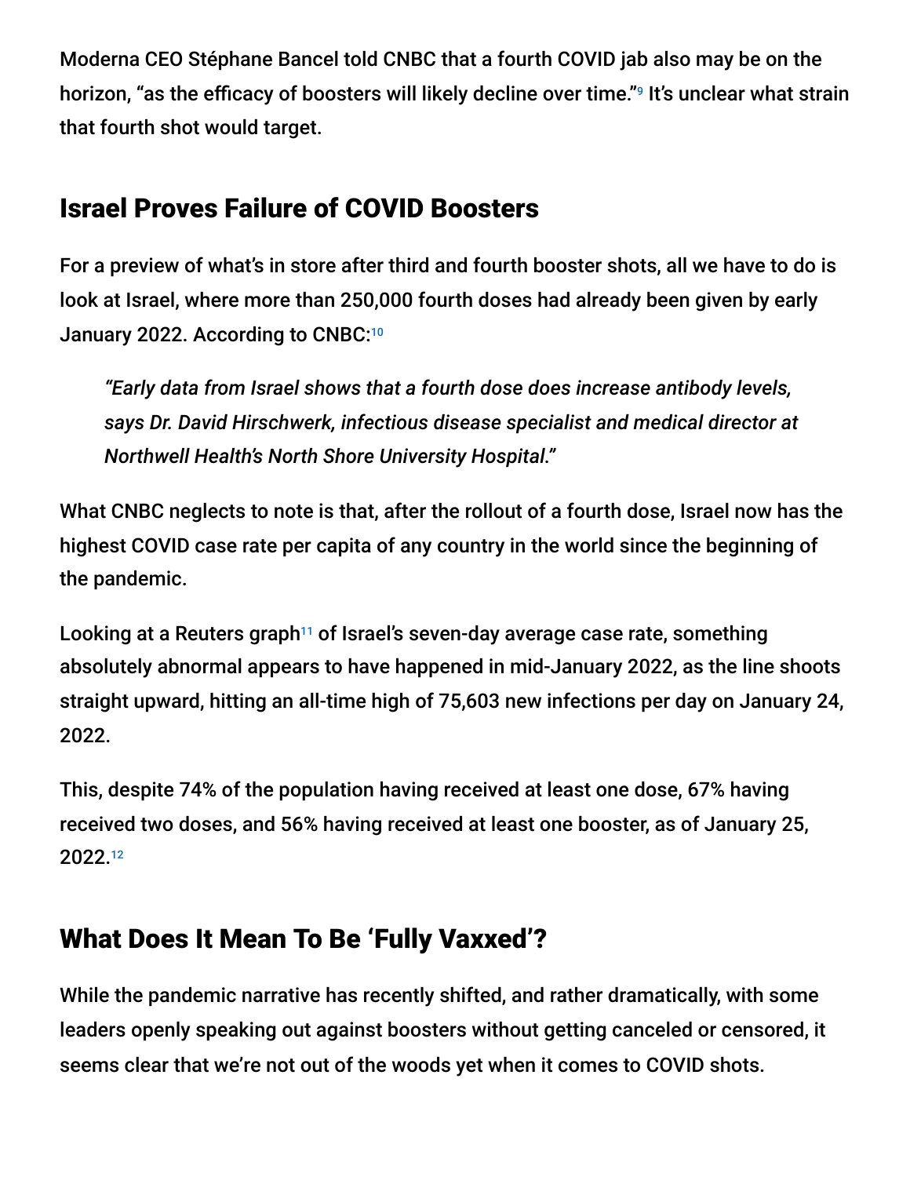Moderna CEO Stéphane Bancel told CNBC that a fourth COVID jab also may be on the horizon, "as the efficacy of boosters will likely decline over time."[9] It's unclear what strain that fourth shot would target.

## Israel Proves Failure of COVID Boosters

For a preview of what's in store after third and fourth booster shots, all we have to do is look at Israel, where more than 250,000 fourth doses had already been given by early January 2022. According to CNBC:[10]

> *"Early data from Israel shows that a fourth dose does increase antibody levels, says Dr. David Hirschwerk, infectious disease specialist and medical director at Northwell Health's North Shore University Hospital."*

What CNBC neglects to note is that, after the rollout of a fourth dose, Israel now has the highest COVID case rate per capita of any country in the world since the beginning of the pandemic.

Looking at a Reuters graph[11] of Israel's seven-day average case rate, something absolutely abnormal appears to have happened in mid-January 2022, as the line shoots straight upward, hitting an all-time high of 75,603 new infections per day on January 24, 2022.

This, despite 74% of the population having received at least one dose, 67% having received two doses, and 56% having received at least one booster, as of January 25, 2022.[12]

## What Does It Mean To Be 'Fully Vaxxed'?

While the pandemic narrative has recently shifted, and rather dramatically, with some leaders openly speaking out against boosters without getting canceled or censored, it seems clear that we're not out of the woods yet when it comes to COVID shots.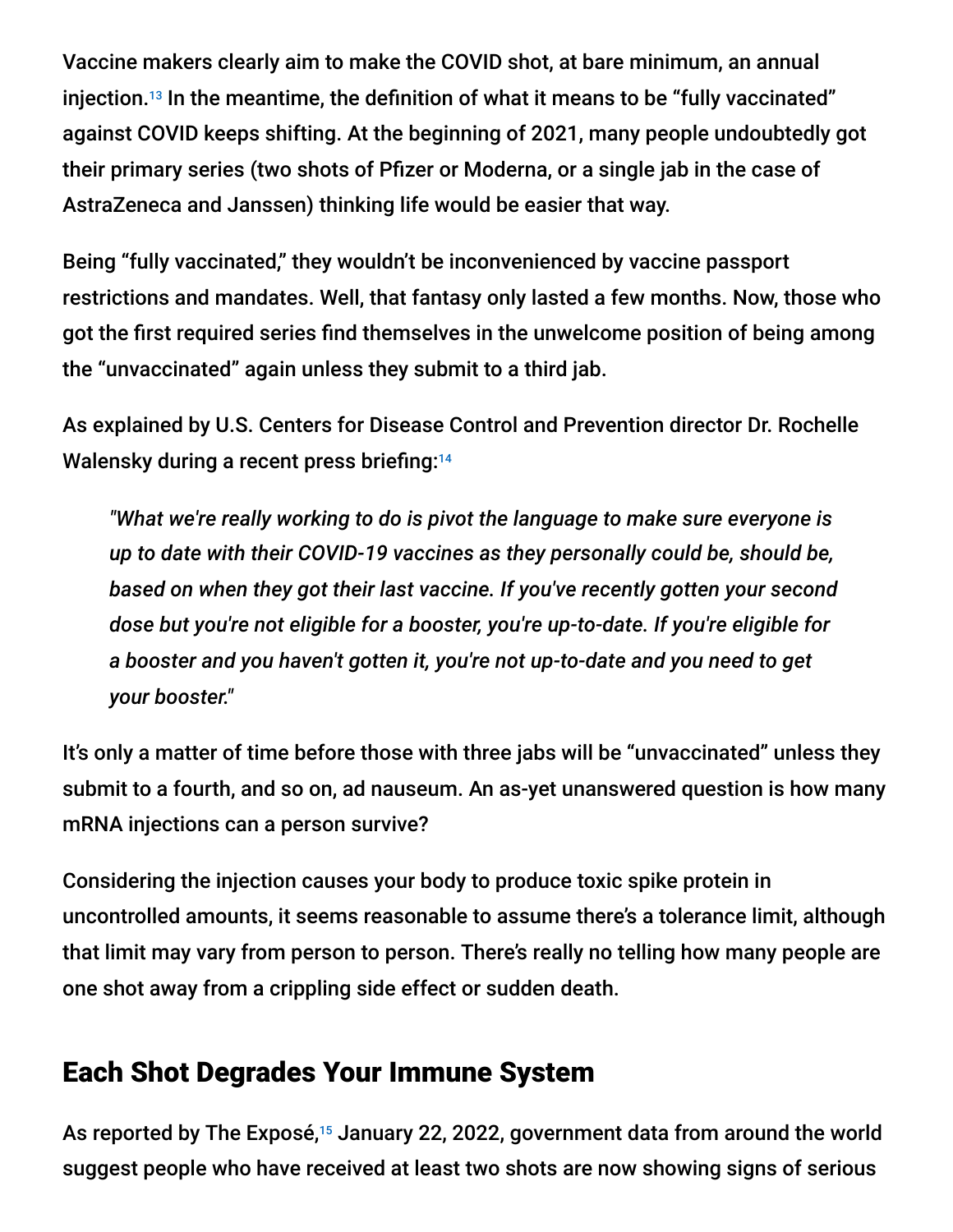Vaccine makers clearly aim to make the COVID shot, at bare minimum, an annual injection.[13] In the meantime, the definition of what it means to be "fully vaccinated" against COVID keeps shifting. At the beginning of 2021, many people undoubtedly got their primary series (two shots of Pfizer or Moderna, or a single jab in the case of AstraZeneca and Janssen) thinking life would be easier that way.

Being "fully vaccinated," they wouldn't be inconvenienced by vaccine passport restrictions and mandates. Well, that fantasy only lasted a few months. Now, those who got the first required series find themselves in the unwelcome position of being among the "unvaccinated" again unless they submit to a third jab.

As explained by U.S. Centers for Disease Control and Prevention director Dr. Rochelle Walensky during a recent press briefing:[14]

> *"What we're really working to do is pivot the language to make sure everyone is up to date with their COVID-19 vaccines as they personally could be, should be, based on when they got their last vaccine. If you've recently gotten your second dose but you're not eligible for a booster, you're up-to-date. If you're eligible for a booster and you haven't gotten it, you're not up-to-date and you need to get your booster."*

It's only a matter of time before those with three jabs will be "unvaccinated" unless they submit to a fourth, and so on, ad nauseum. An as-yet unanswered question is how many mRNA injections can a person survive?

Considering the injection causes your body to produce toxic spike protein in uncontrolled amounts, it seems reasonable to assume there's a tolerance limit, although that limit may vary from person to person. There's really no telling how many people are one shot away from a crippling side effect or sudden death.

## Each Shot Degrades Your Immune System

As reported by The Exposé,[15] January 22, 2022, government data from around the world suggest people who have received at least two shots are now showing signs of serious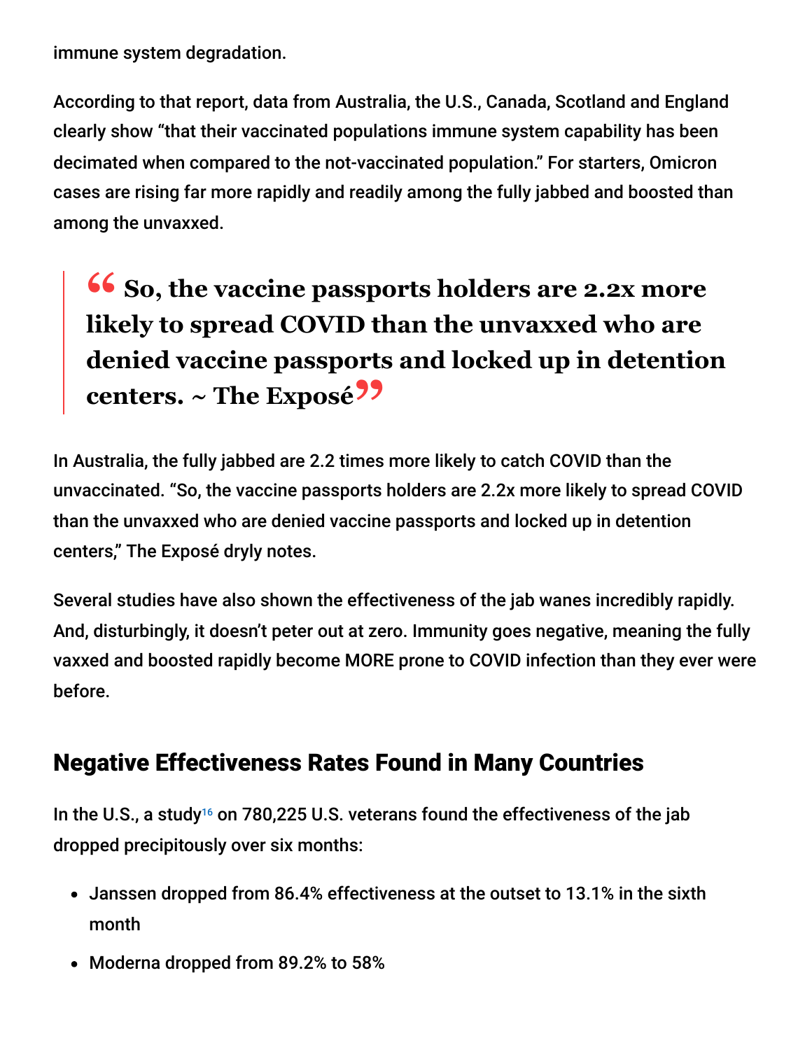immune system degradation.

According to that report, data from Australia, the U.S., Canada, Scotland and England clearly show "that their vaccinated populations immune system capability has been decimated when compared to the not-vaccinated population." For starters, Omicron cases are rising far more rapidly and readily among the fully jabbed and boosted than among the unvaxxed.

> **"So, the vaccine passports holders are 2.2x more likely to spread COVID than the unvaxxed who are denied vaccine passports and locked up in detention centers. ~ The Exposé"**

In Australia, the fully jabbed are 2.2 times more likely to catch COVID than the unvaccinated. "So, the vaccine passports holders are 2.2x more likely to spread COVID than the unvaxxed who are denied vaccine passports and locked up in detention centers," The Exposé dryly notes.

Several studies have also shown the effectiveness of the jab wanes incredibly rapidly. And, disturbingly, it doesn't peter out at zero. Immunity goes negative, meaning the fully vaxxed and boosted rapidly become MORE prone to COVID infection than they ever were before.

## Negative Effectiveness Rates Found in Many Countries

In the U.S., a study[16] on 780,225 U.S. veterans found the effectiveness of the jab dropped precipitously over six months:

- Janssen dropped from 86.4% effectiveness at the outset to 13.1% in the sixth month
- Moderna dropped from 89.2% to 58%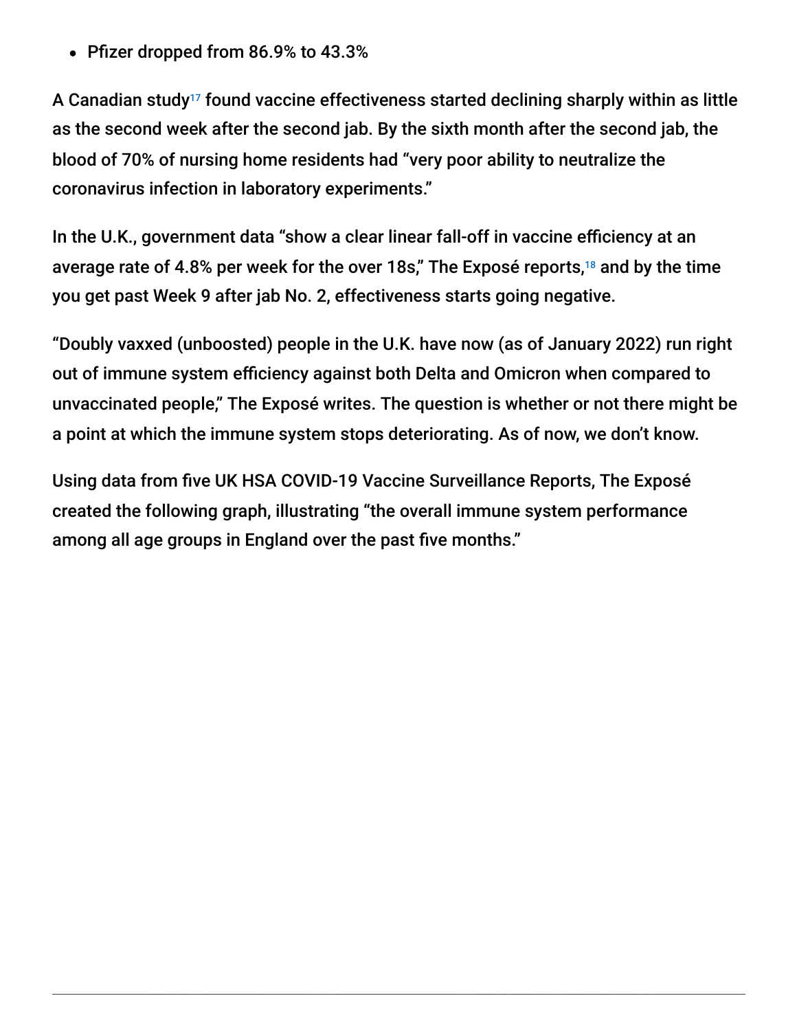- Pfizer dropped from 86.9% to 43.3%

A Canadian study[17] found vaccine effectiveness started declining sharply within as little as the second week after the second jab. By the sixth month after the second jab, the blood of 70% of nursing home residents had "very poor ability to neutralize the coronavirus infection in laboratory experiments."

In the U.K., government data "show a clear linear fall-off in vaccine efficiency at an average rate of 4.8% per week for the over 18s," The Exposé reports,[18] and by the time you get past Week 9 after jab No. 2, effectiveness starts going negative.

"Doubly vaxxed (unboosted) people in the U.K. have now (as of January 2022) run right out of immune system efficiency against both Delta and Omicron when compared to unvaccinated people," The Exposé writes. The question is whether or not there might be a point at which the immune system stops deteriorating. As of now, we don't know.

Using data from five UK HSA COVID-19 Vaccine Surveillance Reports, The Exposé created the following graph, illustrating "the overall immune system performance among all age groups in England over the past five months."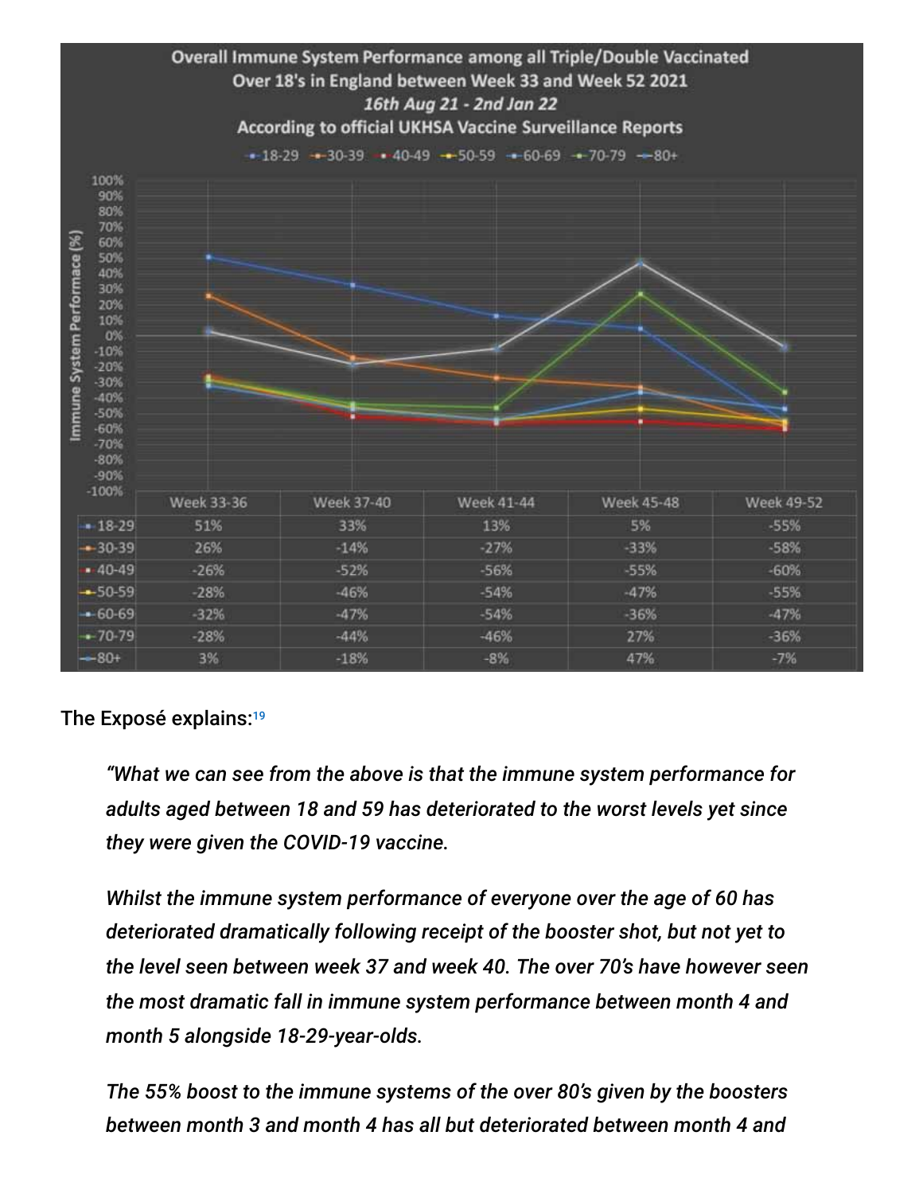**Overall Immune System Performance among all Triple/Double Vaccinated Over 18's in England between Week 33 and Week 52 2021**

***16th Aug 21 - 2nd Jan 22***

**According to official UKHSA Vaccine Surveillance Reports**

| | Week 33-36 | Week 37-40 | Week 41-44 | Week 45-48 | Week 49-52 |
|---|---|---|---|---|---|
| 18-29 | 51% | 33% | 13% | 5% | -55% |
| 30-39 | 26% | -14% | -27% | -33% | -58% |
| 40-49 | -26% | -52% | -56% | -55% | -60% |
| 50-59 | -28% | -46% | -54% | -47% | -55% |
| 60-69 | -32% | -47% | -54% | -36% | -47% |
| 70-79 | -28% | -44% | -46% | 27% | -36% |
| 80+ | 3% | -18% | -8% | 47% | -7% |

The Exposé explains:[19]

> *"What we can see from the above is that the immune system performance for adults aged between 18 and 59 has deteriorated to the worst levels yet since they were given the COVID-19 vaccine.*
>
> *Whilst the immune system performance of everyone over the age of 60 has deteriorated dramatically following receipt of the booster shot, but not yet to the level seen between week 37 and week 40. The over 70's have however seen the most dramatic fall in immune system performance between month 4 and month 5 alongside 18-29-year-olds.*
>
> *The 55% boost to the immune systems of the over 80's given by the boosters between month 3 and month 4 has all but deteriorated between month 4 and*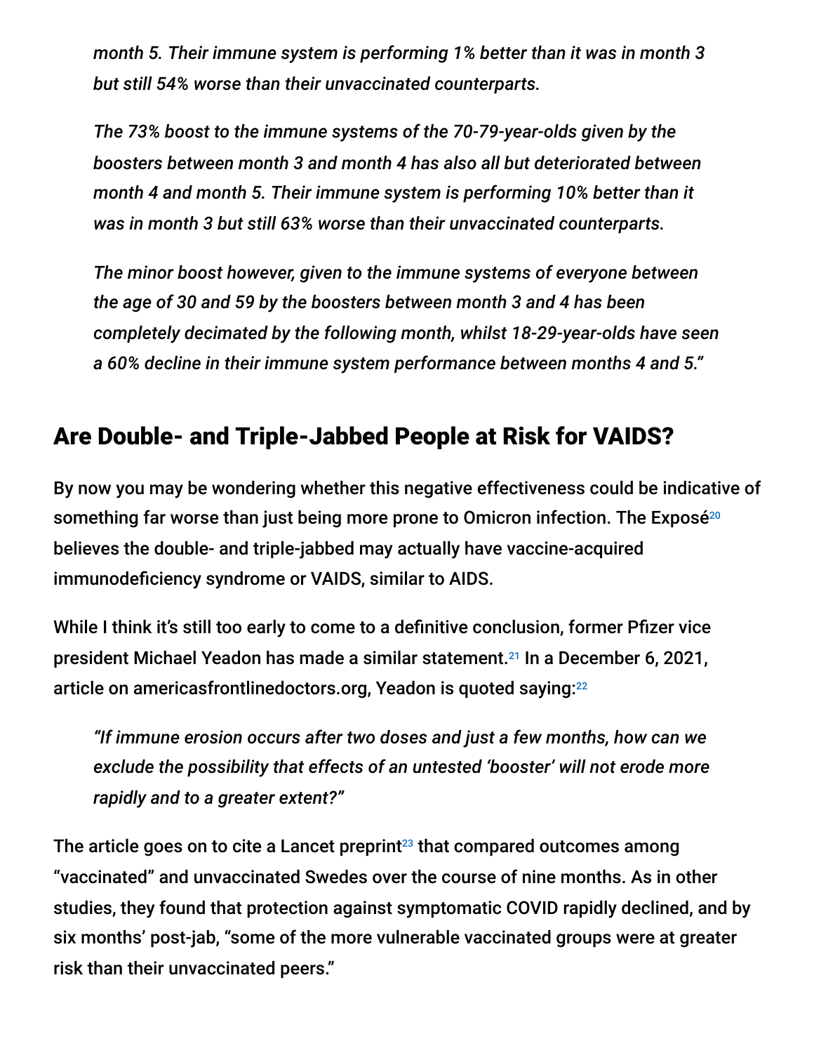> *month 5. Their immune system is performing 1% better than it was in month 3 but still 54% worse than their unvaccinated counterparts.*
>
> *The 73% boost to the immune systems of the 70-79-year-olds given by the boosters between month 3 and month 4 has also all but deteriorated between month 4 and month 5. Their immune system is performing 10% better than it was in month 3 but still 63% worse than their unvaccinated counterparts.*
>
> *The minor boost however, given to the immune systems of everyone between the age of 30 and 59 by the boosters between month 3 and 4 has been completely decimated by the following month, whilst 18-29-year-olds have seen a 60% decline in their immune system performance between months 4 and 5."*

## Are Double- and Triple-Jabbed People at Risk for VAIDS?

By now you may be wondering whether this negative effectiveness could be indicative of something far worse than just being more prone to Omicron infection. The Exposé[20] believes the double- and triple-jabbed may actually have vaccine-acquired immunodeficiency syndrome or VAIDS, similar to AIDS.

While I think it's still too early to come to a definitive conclusion, former Pfizer vice president Michael Yeadon has made a similar statement.[21] In a December 6, 2021, article on americasfrontlinedoctors.org, Yeadon is quoted saying:[22]

> *"If immune erosion occurs after two doses and just a few months, how can we exclude the possibility that effects of an untested 'booster' will not erode more rapidly and to a greater extent?"*

The article goes on to cite a Lancet preprint[23] that compared outcomes among "vaccinated" and unvaccinated Swedes over the course of nine months. As in other studies, they found that protection against symptomatic COVID rapidly declined, and by six months' post-jab, "some of the more vulnerable vaccinated groups were at greater risk than their unvaccinated peers."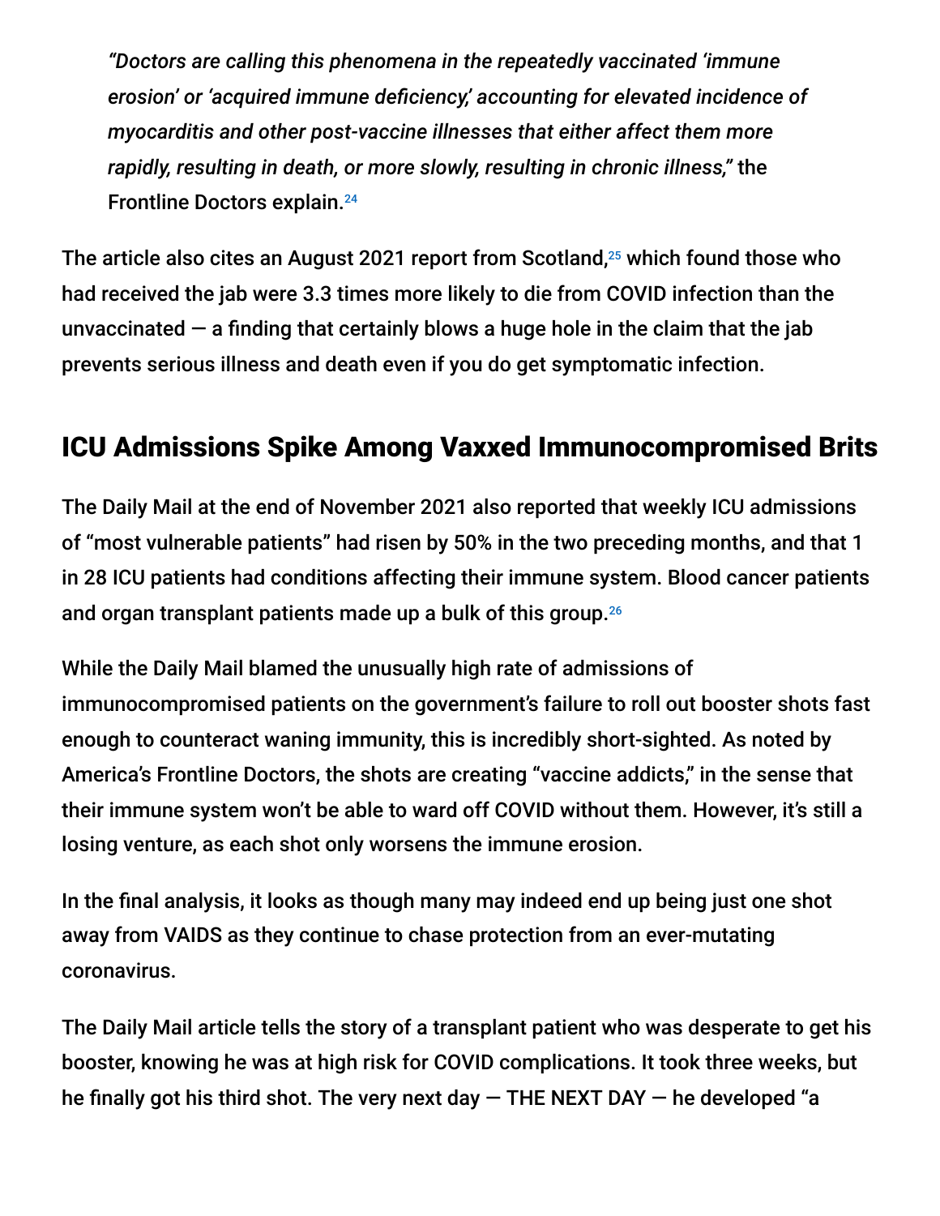*"Doctors are calling this phenomena in the repeatedly vaccinated 'immune erosion' or 'acquired immune deficiency,' accounting for elevated incidence of myocarditis and other post-vaccine illnesses that either affect them more rapidly, resulting in death, or more slowly, resulting in chronic illness,"* the Frontline Doctors explain.[24]

The article also cites an August 2021 report from Scotland,[25] which found those who had received the jab were 3.3 times more likely to die from COVID infection than the unvaccinated — a finding that certainly blows a huge hole in the claim that the jab prevents serious illness and death even if you do get symptomatic infection.

## ICU Admissions Spike Among Vaxxed Immunocompromised Brits

The Daily Mail at the end of November 2021 also reported that weekly ICU admissions of "most vulnerable patients" had risen by 50% in the two preceding months, and that 1 in 28 ICU patients had conditions affecting their immune system. Blood cancer patients and organ transplant patients made up a bulk of this group.[26]

While the Daily Mail blamed the unusually high rate of admissions of immunocompromised patients on the government's failure to roll out booster shots fast enough to counteract waning immunity, this is incredibly short-sighted. As noted by America's Frontline Doctors, the shots are creating "vaccine addicts," in the sense that their immune system won't be able to ward off COVID without them. However, it's still a losing venture, as each shot only worsens the immune erosion.

In the final analysis, it looks as though many may indeed end up being just one shot away from VAIDS as they continue to chase protection from an ever-mutating coronavirus.

The Daily Mail article tells the story of a transplant patient who was desperate to get his booster, knowing he was at high risk for COVID complications. It took three weeks, but he finally got his third shot. The very next day — THE NEXT DAY — he developed "a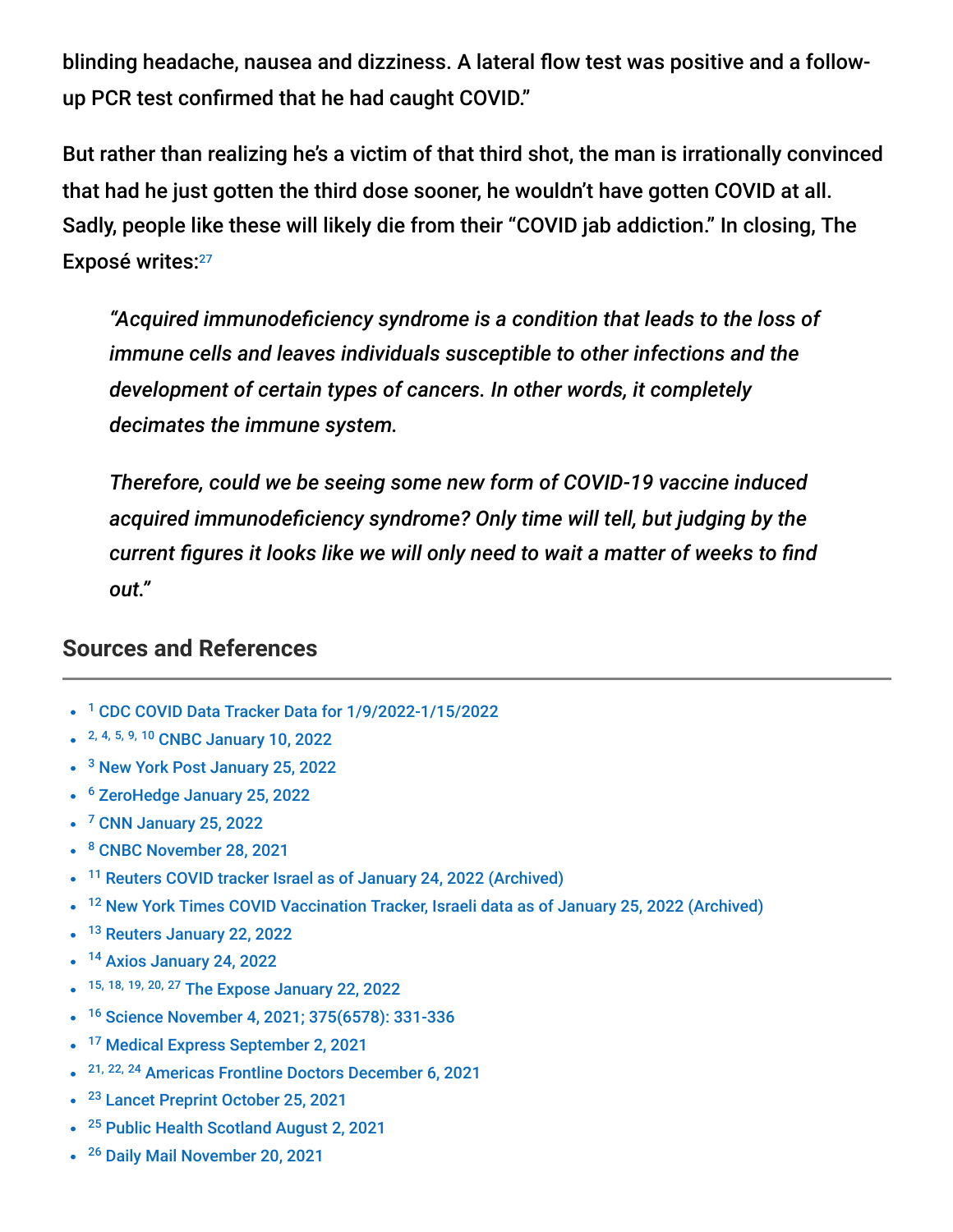blinding headache, nausea and dizziness. A lateral flow test was positive and a follow-up PCR test confirmed that he had caught COVID."

But rather than realizing he's a victim of that third shot, the man is irrationally convinced that had he just gotten the third dose sooner, he wouldn't have gotten COVID at all. Sadly, people like these will likely die from their "COVID jab addiction." In closing, The Exposé writes:[27]

> *"Acquired immunodeficiency syndrome is a condition that leads to the loss of immune cells and leaves individuals susceptible to other infections and the development of certain types of cancers. In other words, it completely decimates the immune system.*
>
> *Therefore, could we be seeing some new form of COVID-19 vaccine induced acquired immunodeficiency syndrome? Only time will tell, but judging by the current figures it looks like we will only need to wait a matter of weeks to find out."*

## Sources and References

- [1] CDC COVID Data Tracker Data for 1/9/2022-1/15/2022
- [2, 4, 5, 9, 10] CNBC January 10, 2022
- [3] New York Post January 25, 2022
- [6] ZeroHedge January 25, 2022
- [7] CNN January 25, 2022
- [8] CNBC November 28, 2021
- [11] Reuters COVID tracker Israel as of January 24, 2022 (Archived)
- [12] New York Times COVID Vaccination Tracker, Israeli data as of January 25, 2022 (Archived)
- [13] Reuters January 22, 2022
- [14] Axios January 24, 2022
- [15, 18, 19, 20, 27] The Expose January 22, 2022
- [16] Science November 4, 2021; 375(6578): 331-336
- [17] Medical Express September 2, 2021
- [21, 22, 24] Americas Frontline Doctors December 6, 2021
- [23] Lancet Preprint October 25, 2021
- [25] Public Health Scotland August 2, 2021
- [26] Daily Mail November 20, 2021